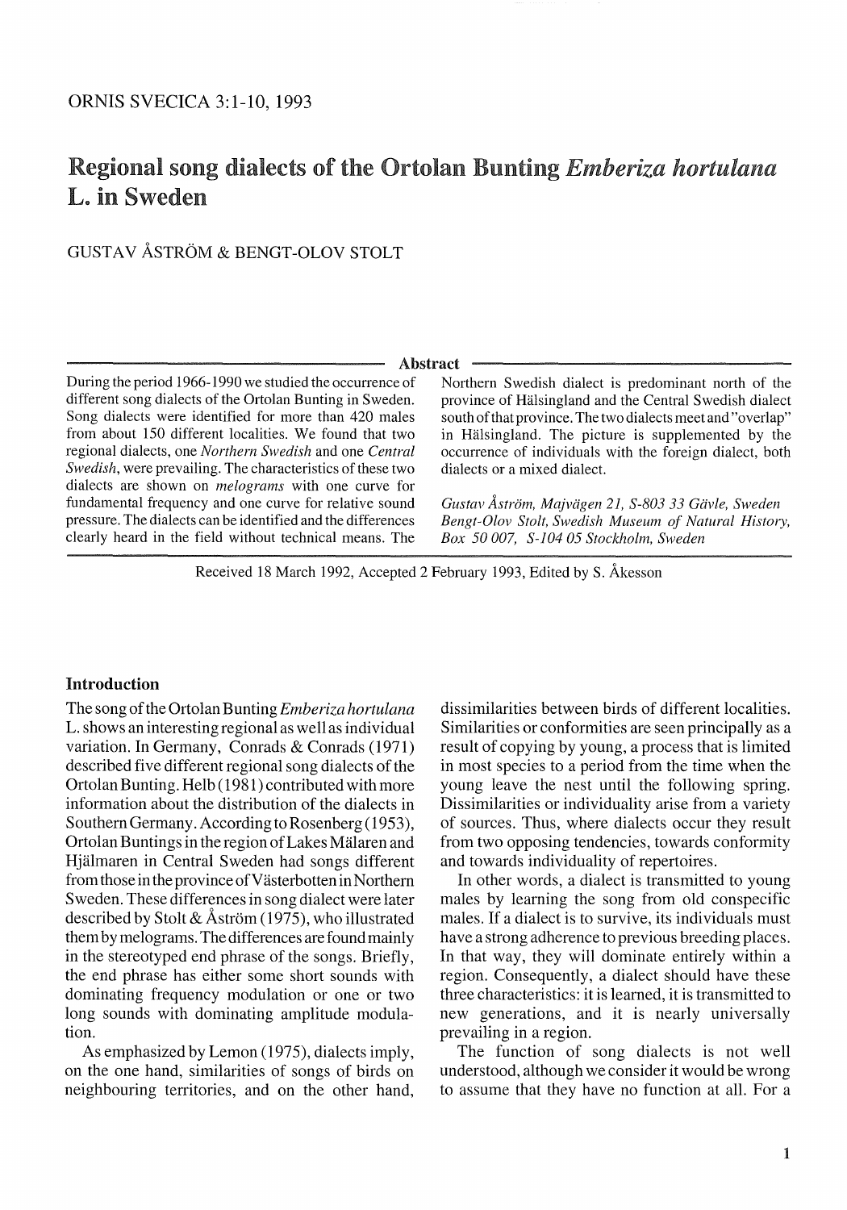# Regional song dialects of the Ortolan Bunting *Emberiza hortulana* L. in Sweden

GUSTAV ÅSTRÖM & BENGT-OLOV STOLT

## Abstract

During the period 1966-1990 we studied the occurrence of different song dialects of the Ortolan Bunting in Sweden. Song dialects were identified for more than 420 males from about 150 different localities. We found that two regional dialects, one *Northern Swedish* and one *Central Swedish*, were prevailing. The characteristics of these two dialects are shown on *melograms* with one curve for fundamental frequency and one curve for relative sound pressure. The dialects can be identified and the differences clearly heard in the field without technical means. The Northern Swedish dialect is predominant north of the province of Hälsingland and the Central Swedish dialect south of that province. The two dialects meet and "overlap" in Hälsingland. The picture is supplemented by the occurrence of individuals with the foreign dialect, both dialects or a mixed dialect.

*Gustav Åström, Majvägen 21, S-803 33 Gävle, Sweden*
*Bengt-Olov Stolt, Swedish Museum of Natural History, Box 50 007, S-104 05 Stockholm, Sweden*

Received 18 March 1992, Accepted 2 February 1993, Edited by S. Åkesson

## Introduction

The song of the Ortolan Bunting *Emberiza hortulana* L. shows an interesting regional as well as individual variation. In Germany, Conrads & Conrads (1971) described five different regional song dialects of the Ortolan Bunting. Helb (1981) contributed with more information about the distribution of the dialects in Southern Germany. According to Rosenberg (1953), Ortolan Buntings in the region of Lakes Mälaren and Hjälmaren in Central Sweden had songs different from those in the province of Västerbotten in Northern Sweden. These differences in song dialect were later described by Stolt & Åström (1975), who illustrated them by melograms. The differences are found mainly in the stereotyped end phrase of the songs. Briefly, the end phrase has either some short sounds with dominating frequency modulation or one or two long sounds with dominating amplitude modulation.

As emphasized by Lemon (1975), dialects imply, on the one hand, similarities of songs of birds on neighbouring territories, and on the other hand, dissimilarities between birds of different localities. Similarities or conformities are seen principally as a result of copying by young, a process that is limited in most species to a period from the time when the young leave the nest until the following spring. Dissimilarities or individuality arise from a variety of sources. Thus, where dialects occur they result from two opposing tendencies, towards conformity and towards individuality of repertoires.

In other words, a dialect is transmitted to young males by learning the song from old conspecific males. If a dialect is to survive, its individuals must have a strong adherence to previous breeding places. In that way, they will dominate entirely within a region. Consequently, a dialect should have these three characteristics: it is learned, it is transmitted to new generations, and it is nearly universally prevailing in a region.

The function of song dialects is not well understood, although we consider it would be wrong to assume that they have no function at all. For a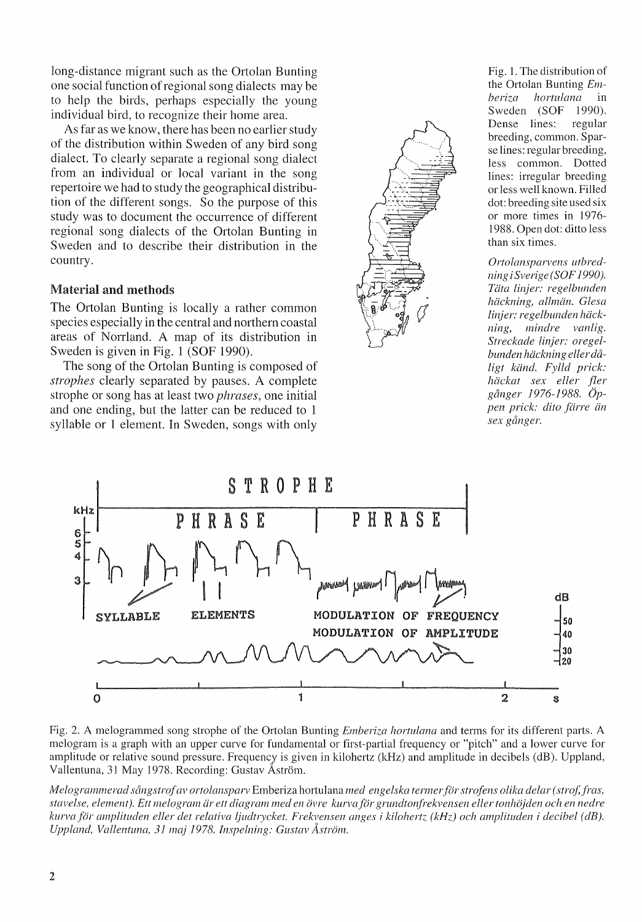long-distance migrant such as the Ortolan Bunting one social function of regional song dialects may be to help the birds, perhaps especially the young individual bird, to recognize their home area.

As far as we know, there has been no earlier study of the distribution within Sweden of any bird song dialect. To clearly separate a regional song dialect from an individual or local variant in the song repertoire we had to study the geographical distribution of the different songs. So the purpose of this study was to document the occurrence of different regional song dialects of the Ortolan Bunting in Sweden and to describe their distribution in the country.

### Material and methods

The Ortolan Bunting is locally a rather common species especially in the central and northern coastal areas of Norrland. A map of its distribution in Sweden is given in Fig. 1 (SOF 1990).

The song of the Ortolan Bunting is composed of *strophes* clearly separated by pauses. A complete strophe or song has at least two *phrases*, one initial and one ending, but the latter can be reduced to 1 syllable or 1 element. In Sweden, songs with only

Fig. 1. The distribution of the Ortolan Bunting *Emberiza hortulana* in Sweden (SOF 1990). Dense lines: regular breeding, common. Sparse lines: regular breeding, less common. Dotted lines: irregular breeding or less well known. Filled dot: breeding site used six or more times in 1976-1988. Open dot: ditto less than six times.

*Ortolansparvens utbredning i Sverige (SOF 1990). Täta linjer: regelbunden häckning, allmän. Glesa linjer: regelbunden häckning, mindre vanlig. Streckade linjer: oregelbunden häckning eller dåligt känd. Fylld prick: häckat sex eller fler gånger 1976-1988. Öppen prick: dito färre än sex gånger.*

Fig. 2. A melogrammed song strophe of the Ortolan Bunting *Emberiza hortulana* and terms for its different parts. A melogram is a graph with an upper curve for fundamental or first-partial frequency or "pitch" and a lower curve for amplitude or relative sound pressure. Frequency is given in kilohertz (kHz) and amplitude in decibels (dB). Uppland, Vallentuna, 31 May 1978. Recording: Gustav Åström.

*Melogrammerad sångstrof av ortolansparv* Emberiza hortulana *med engelska termer för strofens olika delar (strof, fras, stavelse, element). Ett melogram är ett diagram med en övre kurva för grundtonfrekvensen eller tonhöjden och en nedre kurva för amplituden eller det relativa ljudtrycket. Frekvensen anges i kilohertz (kHz) och amplituden i decibel (dB). Uppland, Vallentuna, 31 maj 1978. Inspelning: Gustav Åström.*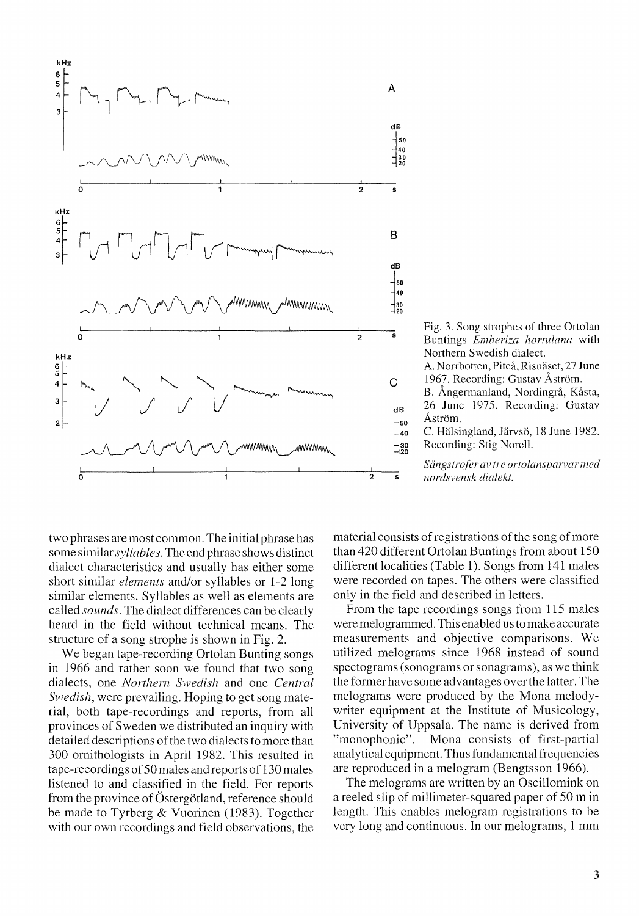Fig. 3. Song strophes of three Ortolan Buntings *Emberiza hortulana* with Northern Swedish dialect.
A. Norrbotten, Piteå, Risnäset, 27 June 1967. Recording: Gustav Åström.
B. Ångermanland, Nordingrå, Kåsta, 26 June 1975. Recording: Gustav Åström.
C. Hälsingland, Järvsö, 18 June 1982. Recording: Stig Norell.

*Sångstrofer av tre ortolansparvar med nordsvensk dialekt.*

two phrases are most common. The initial phrase has some similar *syllables*. The end phrase shows distinct dialect characteristics and usually has either some short similar *elements* and/or syllables or 1-2 long similar elements. Syllables as well as elements are called *sounds*. The dialect differences can be clearly heard in the field without technical means. The structure of a song strophe is shown in Fig. 2.

We began tape-recording Ortolan Bunting songs in 1966 and rather soon we found that two song dialects, one *Northern Swedish* and one *Central Swedish*, were prevailing. Hoping to get song material, both tape-recordings and reports, from all provinces of Sweden we distributed an inquiry with detailed descriptions of the two dialects to more than 300 ornithologists in April 1982. This resulted in tape-recordings of 50 males and reports of 130 males listened to and classified in the field. For reports from the province of Östergötland, reference should be made to Tyrberg & Vuorinen (1983). Together with our own recordings and field observations, the material consists of registrations of the song of more than 420 different Ortolan Buntings from about 150 different localities (Table 1). Songs from 141 males were recorded on tapes. The others were classified only in the field and described in letters.

From the tape recordings songs from 115 males were melogrammed. This enabled us to make accurate measurements and objective comparisons. We utilized melograms since 1968 instead of sound spectograms (sonograms or sonagrams), as we think the former have some advantages over the latter. The melograms were produced by the Mona melody-writer equipment at the Institute of Musicology, University of Uppsala. The name is derived from "monophonic". Mona consists of first-partial analytical equipment. Thus fundamental frequencies are reproduced in a melogram (Bengtsson 1966).

The melograms are written by an Oscillomink on a reeled slip of millimeter-squared paper of 50 m in length. This enables melogram registrations to be very long and continuous. In our melograms, 1 mm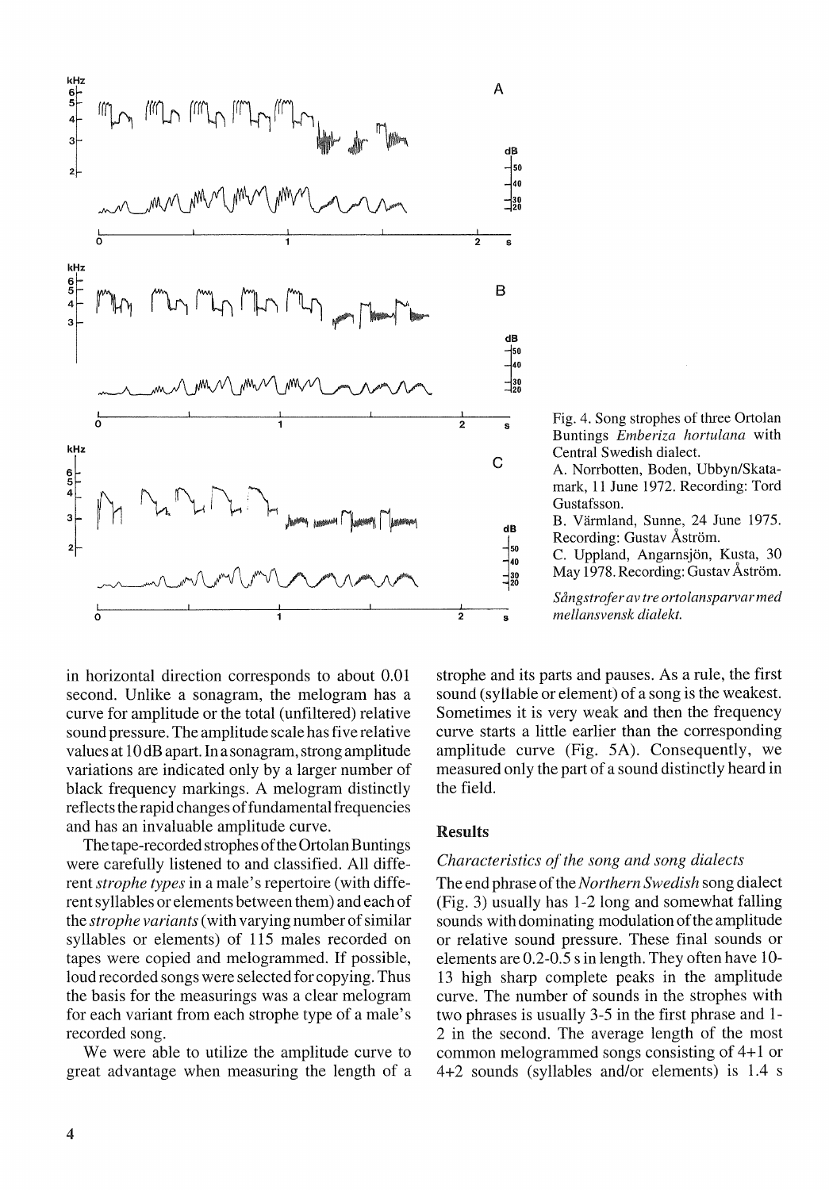Fig. 4. Song strophes of three Ortolan Buntings *Emberiza hortulana* with Central Swedish dialect.
A. Norrbotten, Boden, Ubbyn/Skatamark, 11 June 1972. Recording: Tord Gustafsson.
B. Värmland, Sunne, 24 June 1975. Recording: Gustav Åström.
C. Uppland, Angarnsjön, Kusta, 30 May 1978. Recording: Gustav Åström.

*Sångstrofer av tre ortolansparvar med mellansvensk dialekt.*

in horizontal direction corresponds to about 0.01 second. Unlike a sonagram, the melogram has a curve for amplitude or the total (unfiltered) relative sound pressure. The amplitude scale has five relative values at 10 dB apart. In a sonagram, strong amplitude variations are indicated only by a larger number of black frequency markings. A melogram distinctly reflects the rapid changes of fundamental frequencies and has an invaluable amplitude curve.

The tape-recorded strophes of the Ortolan Buntings were carefully listened to and classified. All different *strophe types* in a male's repertoire (with different syllables or elements between them) and each of the *strophe variants* (with varying number of similar syllables or elements) of 115 males recorded on tapes were copied and melogrammed. If possible, loud recorded songs were selected for copying. Thus the basis for the measurings was a clear melogram for each variant from each strophe type of a male's recorded song.

We were able to utilize the amplitude curve to great advantage when measuring the length of a strophe and its parts and pauses. As a rule, the first sound (syllable or element) of a song is the weakest. Sometimes it is very weak and then the frequency curve starts a little earlier than the corresponding amplitude curve (Fig. 5A). Consequently, we measured only the part of a sound distinctly heard in the field.

## Results

### *Characteristics of the song and song dialects*

The end phrase of the *Northern Swedish* song dialect (Fig. 3) usually has 1-2 long and somewhat falling sounds with dominating modulation of the amplitude or relative sound pressure. These final sounds or elements are 0.2-0.5 s in length. They often have 10-13 high sharp complete peaks in the amplitude curve. The number of sounds in the strophes with two phrases is usually 3-5 in the first phrase and 1-2 in the second. The average length of the most common melogrammed songs consisting of 4+1 or 4+2 sounds (syllables and/or elements) is 1.4 s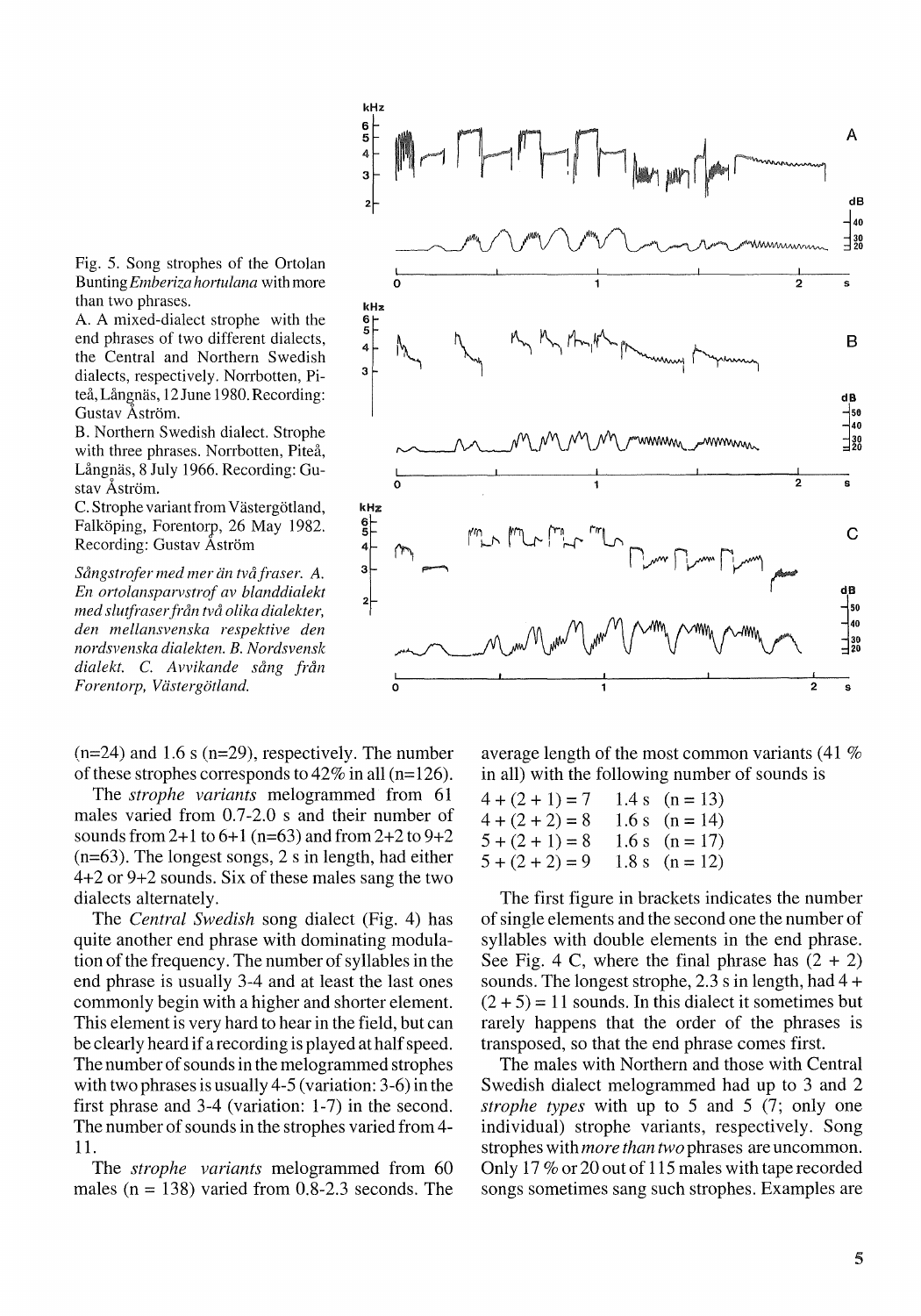Fig. 5. Song strophes of the Ortolan Bunting *Emberiza hortulana* with more than two phrases.

A. A mixed-dialect strophe with the end phrases of two different dialects, the Central and Northern Swedish dialects, respectively. Norrbotten, Piteå, Långnäs, 12 June 1980. Recording: Gustav Åström.

B. Northern Swedish dialect. Strophe with three phrases. Norrbotten, Piteå, Långnäs, 8 July 1966. Recording: Gustav Åström.

C. Strophe variant from Västergötland, Falköping, Forentorp, 26 May 1982. Recording: Gustav Åström

*Sångstrofer med mer än två fraser. A. En ortolansparvstrof av blanddialekt med slutfraser från två olika dialekter, den mellansvenska respektive den nordsvenska dialekten. B. Nordsvensk dialekt. C. Avvikande sång från Forentorp, Västergötland.*

(n=24) and 1.6 s (n=29), respectively. The number of these strophes corresponds to 42% in all (n=126).

The *strophe variants* melogrammed from 61 males varied from 0.7-2.0 s and their number of sounds from 2+1 to 6+1 (n=63) and from 2+2 to 9+2 (n=63). The longest songs, 2 s in length, had either 4+2 or 9+2 sounds. Six of these males sang the two dialects alternately.

The *Central Swedish* song dialect (Fig. 4) has quite another end phrase with dominating modulation of the frequency. The number of syllables in the end phrase is usually 3-4 and at least the last ones commonly begin with a higher and shorter element. This element is very hard to hear in the field, but can be clearly heard if a recording is played at half speed. The number of sounds in the melogrammed strophes with two phrases is usually 4-5 (variation: 3-6) in the first phrase and 3-4 (variation: 1-7) in the second. The number of sounds in the strophes varied from 4-11.

The *strophe variants* melogrammed from 60 males (n = 138) varied from 0.8-2.3 seconds. The average length of the most common variants (41 % in all) with the following number of sounds is

| | | |
|---|---|---|
| 4 + (2 + 1) = 7 | 1.4 s | (n = 13) |
| 4 + (2 + 2) = 8 | 1.6 s | (n = 14) |
| 5 + (2 + 1) = 8 | 1.6 s | (n = 17) |
| 5 + (2 + 2) = 9 | 1.8 s | (n = 12) |

The first figure in brackets indicates the number of single elements and the second one the number of syllables with double elements in the end phrase. See Fig. 4 C, where the final phrase has (2 + 2) sounds. The longest strophe, 2.3 s in length, had 4 + (2 + 5) = 11 sounds. In this dialect it sometimes but rarely happens that the order of the phrases is transposed, so that the end phrase comes first.

The males with Northern and those with Central Swedish dialect melogrammed had up to 3 and 2 *strophe types* with up to 5 and 5 (7; only one individual) strophe variants, respectively. Song strophes with *more than two* phrases are uncommon. Only 17 % or 20 out of 115 males with tape recorded songs sometimes sang such strophes. Examples are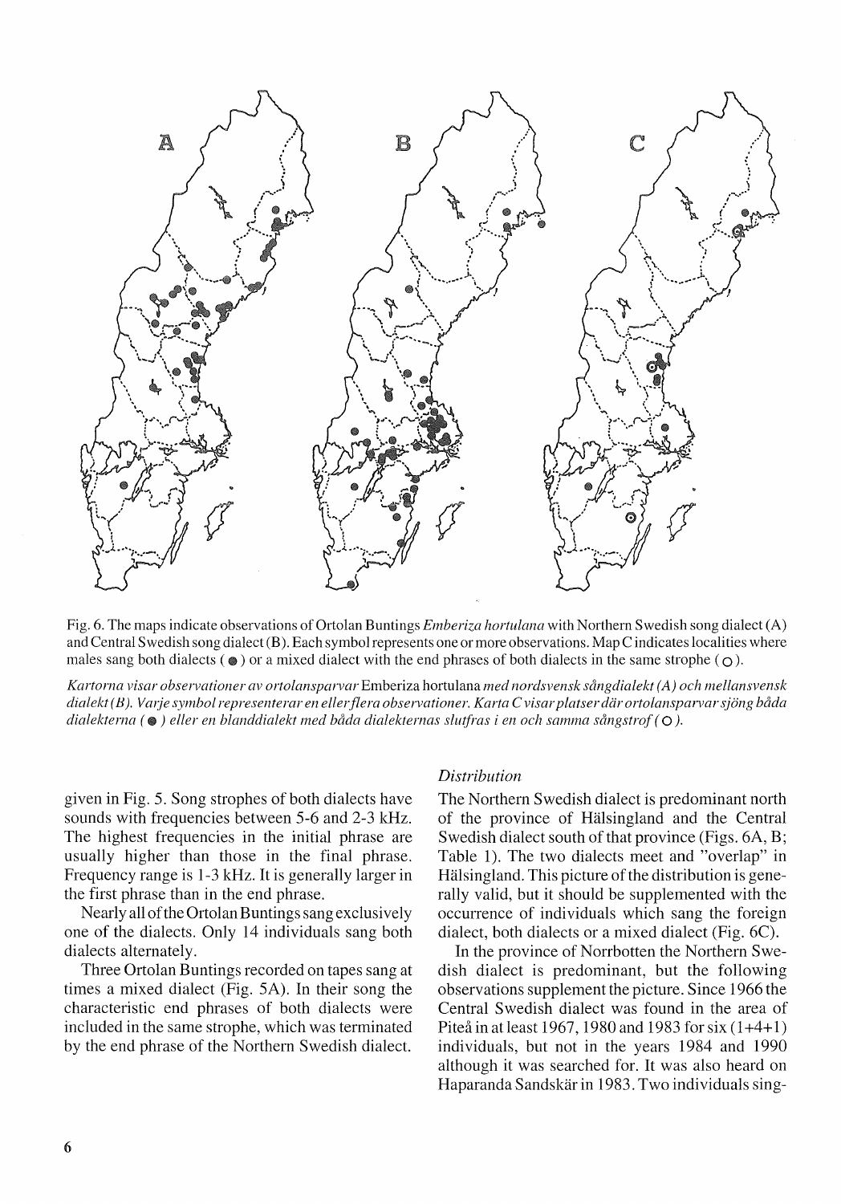Fig. 6. The maps indicate observations of Ortolan Buntings *Emberiza hortulana* with Northern Swedish song dialect (A) and Central Swedish song dialect (B). Each symbol represents one or more observations. Map C indicates localities where males sang both dialects (●) or a mixed dialect with the end phrases of both dialects in the same strophe (○).

*Kartorna visar observationer av ortolansparvar* Emberiza hortulana *med nordsvensk sångdialekt (A) och mellansvensk dialekt (B). Varje symbol representerar en eller flera observationer. Karta C visar platser där ortolansparvar sjöng båda dialekterna (●) eller en blanddialekt med båda dialekternas slutfras i en och samma sångstrof (○).*

given in Fig. 5. Song strophes of both dialects have sounds with frequencies between 5-6 and 2-3 kHz. The highest frequencies in the initial phrase are usually higher than those in the final phrase. Frequency range is 1-3 kHz. It is generally larger in the first phrase than in the end phrase.

Nearly all of the Ortolan Buntings sang exclusively one of the dialects. Only 14 individuals sang both dialects alternately.

Three Ortolan Buntings recorded on tapes sang at times a mixed dialect (Fig. 5A). In their song the characteristic end phrases of both dialects were included in the same strophe, which was terminated by the end phrase of the Northern Swedish dialect.

### *Distribution*

The Northern Swedish dialect is predominant north of the province of Hälsingland and the Central Swedish dialect south of that province (Figs. 6A, B; Table 1). The two dialects meet and "overlap" in Hälsingland. This picture of the distribution is generally valid, but it should be supplemented with the occurrence of individuals which sang the foreign dialect, both dialects or a mixed dialect (Fig. 6C).

In the province of Norrbotten the Northern Swedish dialect is predominant, but the following observations supplement the picture. Since 1966 the Central Swedish dialect was found in the area of Piteå in at least 1967, 1980 and 1983 for six (1+4+1) individuals, but not in the years 1984 and 1990 although it was searched for. It was also heard on Haparanda Sandskär in 1983. Two individuals sing-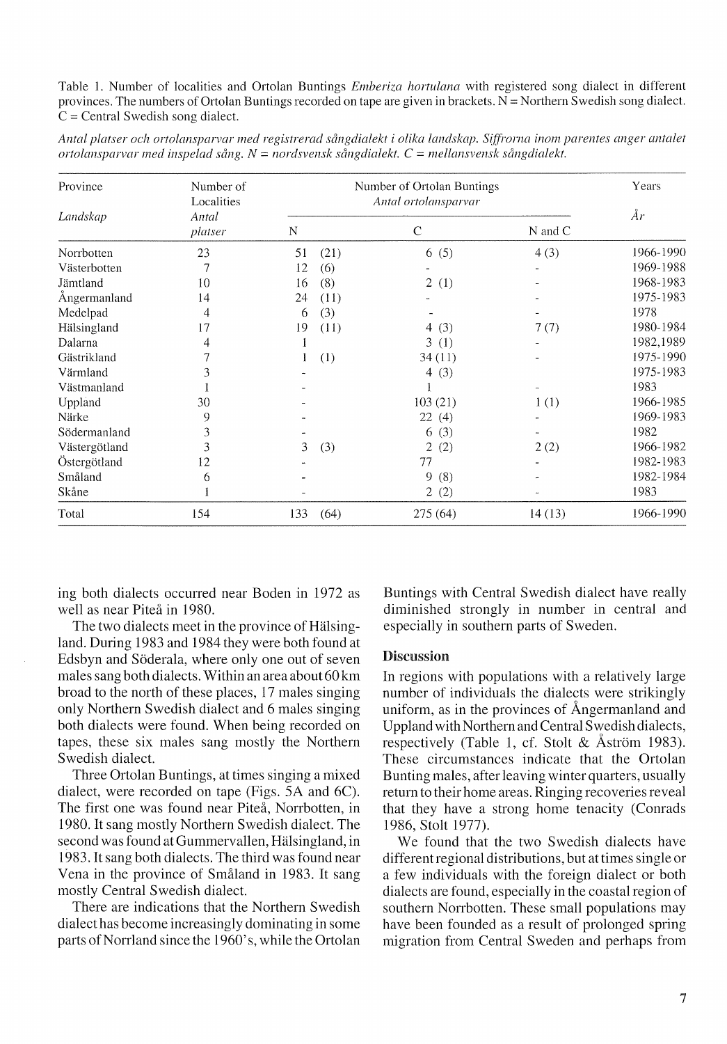Table 1. Number of localities and Ortolan Buntings *Emberiza hortulana* with registered song dialect in different provinces. The numbers of Ortolan Buntings recorded on tape are given in brackets. N = Northern Swedish song dialect. C = Central Swedish song dialect.

*Antal platser och ortolansparvar med registrerad sångdialekt i olika landskap. Siffrorna inom parentes anger antalet ortolansparvar med inspelad sång. N = nordsvensk sångdialekt. C = mellansvensk sångdialekt.*

| Province *Landskap* | Number of Localities *Antal platser* | Number of Ortolan Buntings *Antal ortolansparvar* | | | Years *År* |
|---|---|---|---|---|---|
| | | N | C | N and C | |
| Norrbotten | 23 | 51 (21) | 6 (5) | 4 (3) | 1966-1990 |
| Västerbotten | 7 | 12 (6) | - | - | 1969-1988 |
| Jämtland | 10 | 16 (8) | 2 (1) | - | 1968-1983 |
| Ångermanland | 14 | 24 (11) | - | - | 1975-1983 |
| Medelpad | 4 | 6 (3) | - | - | 1978 |
| Hälsingland | 17 | 19 (11) | 4 (3) | 7 (7) | 1980-1984 |
| Dalarna | 4 | 1 | 3 (1) | - | 1982,1989 |
| Gästrikland | 7 | 1 (1) | 34 (11) | - | 1975-1990 |
| Värmland | 3 | - | 4 (3) | - | 1975-1983 |
| Västmanland | 1 | - | 1 | - | 1983 |
| Uppland | 30 | - | 103 (21) | 1 (1) | 1966-1985 |
| Närke | 9 | - | 22 (4) | - | 1969-1983 |
| Södermanland | 3 | - | 6 (3) | - | 1982 |
| Västergötland | 3 | 3 (3) | 2 (2) | 2 (2) | 1966-1982 |
| Östergötland | 12 | - | 77 | - | 1982-1983 |
| Småland | 6 | - | 9 (8) | - | 1982-1984 |
| Skåne | 1 | - | 2 (2) | - | 1983 |
| Total | 154 | 133 (64) | 275 (64) | 14 (13) | 1966-1990 |

ing both dialects occurred near Boden in 1972 as well as near Piteå in 1980.

The two dialects meet in the province of Hälsingland. During 1983 and 1984 they were both found at Edsbyn and Söderala, where only one out of seven males sang both dialects. Within an area about 60 km broad to the north of these places, 17 males singing only Northern Swedish dialect and 6 males singing both dialects were found. When being recorded on tapes, these six males sang mostly the Northern Swedish dialect.

Three Ortolan Buntings, at times singing a mixed dialect, were recorded on tape (Figs. 5A and 6C). The first one was found near Piteå, Norrbotten, in 1980. It sang mostly Northern Swedish dialect. The second was found at Gummervallen, Hälsingland, in 1983. It sang both dialects. The third was found near Vena in the province of Småland in 1983. It sang mostly Central Swedish dialect.

There are indications that the Northern Swedish dialect has become increasingly dominating in some parts of Norrland since the 1960's, while the Ortolan Buntings with Central Swedish dialect have really diminished strongly in number in central and especially in southern parts of Sweden.

## Discussion

In regions with populations with a relatively large number of individuals the dialects were strikingly uniform, as in the provinces of Ångermanland and Uppland with Northern and Central Swedish dialects, respectively (Table 1, cf. Stolt & Åström 1983). These circumstances indicate that the Ortolan Bunting males, after leaving winter quarters, usually return to their home areas. Ringing recoveries reveal that they have a strong home tenacity (Conrads 1986, Stolt 1977).

We found that the two Swedish dialects have different regional distributions, but at times single or a few individuals with the foreign dialect or both dialects are found, especially in the coastal region of southern Norrbotten. These small populations may have been founded as a result of prolonged spring migration from Central Sweden and perhaps from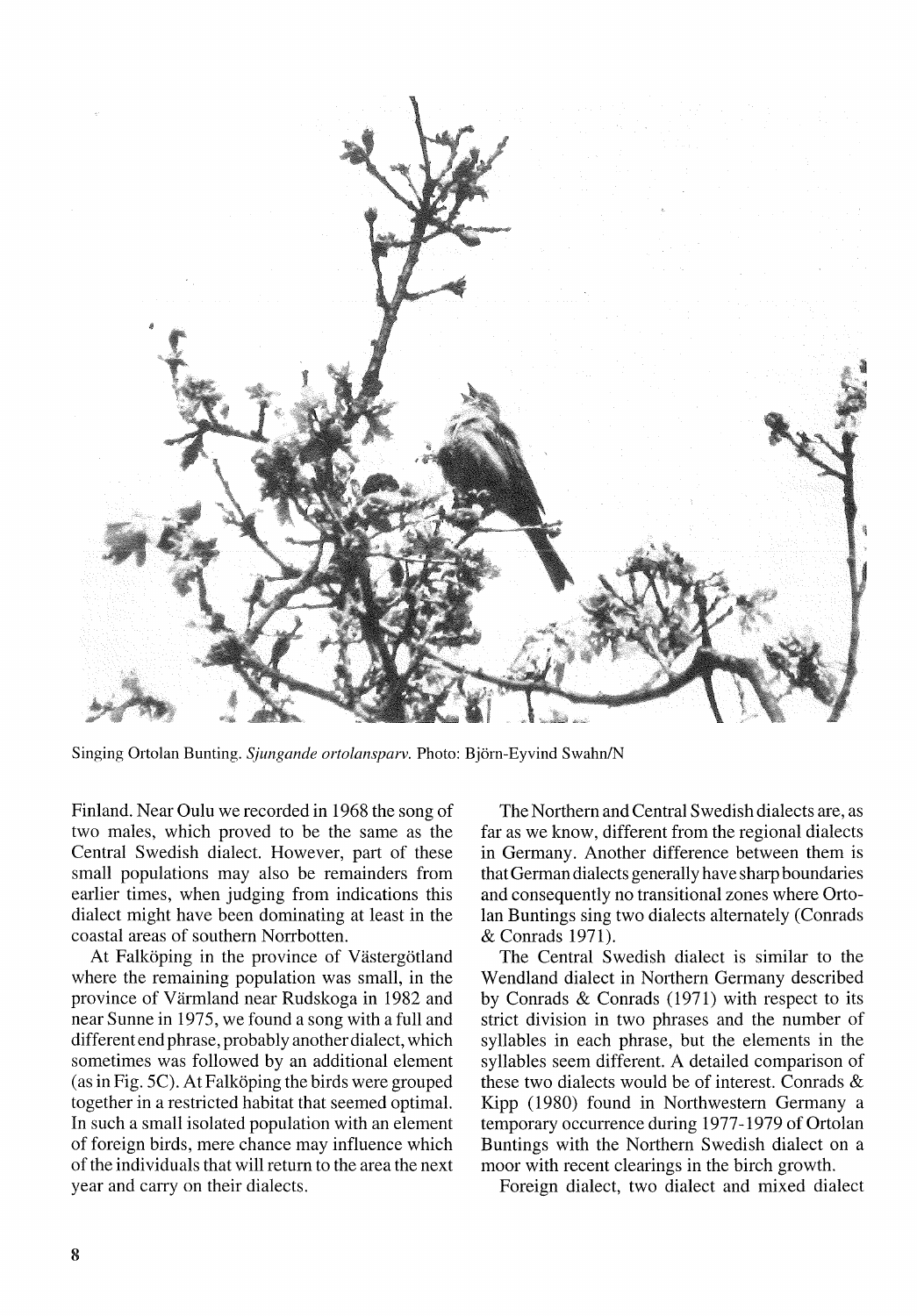Singing Ortolan Bunting. *Sjungande ortolansparv.* Photo: Björn-Eyvind Swahn/N

Finland. Near Oulu we recorded in 1968 the song of two males, which proved to be the same as the Central Swedish dialect. However, part of these small populations may also be remainders from earlier times, when judging from indications this dialect might have been dominating at least in the coastal areas of southern Norrbotten.

At Falköping in the province of Västergötland where the remaining population was small, in the province of Värmland near Rudskoga in 1982 and near Sunne in 1975, we found a song with a full and different end phrase, probably another dialect, which sometimes was followed by an additional element (as in Fig. 5C). At Falköping the birds were grouped together in a restricted habitat that seemed optimal. In such a small isolated population with an element of foreign birds, mere chance may influence which of the individuals that will return to the area the next year and carry on their dialects.

The Northern and Central Swedish dialects are, as far as we know, different from the regional dialects in Germany. Another difference between them is that German dialects generally have sharp boundaries and consequently no transitional zones where Ortolan Buntings sing two dialects alternately (Conrads & Conrads 1971).

The Central Swedish dialect is similar to the Wendland dialect in Northern Germany described by Conrads & Conrads (1971) with respect to its strict division in two phrases and the number of syllables in each phrase, but the elements in the syllables seem different. A detailed comparison of these two dialects would be of interest. Conrads & Kipp (1980) found in Northwestern Germany a temporary occurrence during 1977-1979 of Ortolan Buntings with the Northern Swedish dialect on a moor with recent clearings in the birch growth.

Foreign dialect, two dialect and mixed dialect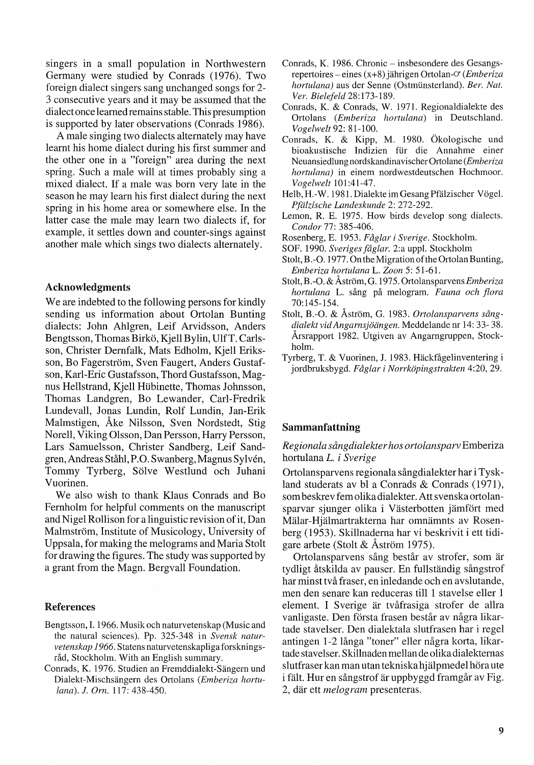singers in a small population in Northwestern Germany were studied by Conrads (1976). Two foreign dialect singers sang unchanged songs for 2-3 consecutive years and it may be assumed that the dialect once learned remains stable. This presumption is supported by later observations (Conrads 1986).

A male singing two dialects alternately may have learnt his home dialect during his first summer and the other one in a "foreign" area during the next spring. Such a male will at times probably sing a mixed dialect. If a male was born very late in the season he may learn his first dialect during the next spring in his home area or somewhere else. In the latter case the male may learn two dialects if, for example, it settles down and counter-sings against another male which sings two dialects alternately.

### Acknowledgments

We are indebted to the following persons for kindly sending us information about Ortolan Bunting dialects: John Ahlgren, Leif Arvidsson, Anders Bengtsson, Thomas Birkö, Kjell Bylin, Ulf T. Carlsson, Christer Dernfalk, Mats Edholm, Kjell Eriksson, Bo Fagerström, Sven Faugert, Anders Gustafson, Karl-Eric Gustafsson, Thord Gustafsson, Magnus Hellstrand, Kjell Hübinette, Thomas Johnsson, Thomas Landgren, Bo Lewander, Carl-Fredrik Lundevall, Jonas Lundin, Rolf Lundin, Jan-Erik Malmstigen, Åke Nilsson, Sven Nordstedt, Stig Norell, Viking Olsson, Dan Persson, Harry Persson, Lars Samuelsson, Christer Sandberg, Leif Sandgren, Andreas Ståhl, P.O. Swanberg, Magnus Sylvén, Tommy Tyrberg, Sölve Westlund och Juhani Vuorinen.

We also wish to thank Klaus Conrads and Bo Fernholm for helpful comments on the manuscript and Nigel Rollison for a linguistic revision of it, Dan Malmström, Institute of Musicology, University of Uppsala, for making the melograms and Maria Stolt for drawing the figures. The study was supported by a grant from the Magn. Bergvall Foundation.

### References

Bengtsson, I. 1966. Musik och naturvetenskap (Music and the natural sciences). Pp. 325-348 in *Svensk naturvetenskap 1966*. Statens naturvetenskapliga forskningsråd, Stockholm. With an English summary.

Conrads, K. 1976. Studien an Fremddialekt-Sängern und Dialekt-Mischsängern des Ortolans (*Emberiza hortulana*). *J. Orn.* 117: 438-450.

Conrads, K. 1986. Chronic – insbesondere des Gesangsrepertoires – eines (x+8) jährigen Ortolan-♂ (*Emberiza hortulana*) aus der Senne (Ostmünsterland). *Ber. Nat. Ver. Bielefeld* 28:173-189.

Conrads, K. & Conrads, W. 1971. Regionaldialekte des Ortolans (*Emberiza hortulana*) in Deutschland. *Vogelwelt* 92: 81-100.

Conrads, K. & Kipp, M. 1980. Ökologische und bioakustische Indizien für die Annahme einer Neuansiedlung nordskandinavischer Ortolane (*Emberiza hortulana*) in einem nordwestdeutschen Hochmoor. *Vogelwelt* 101:41-47.

Helb, H.-W. 1981. Dialekte im Gesang Pfälzischer Vögel. *Pfälzische Landeskunde* 2: 272-292.

Lemon, R. E. 1975. How birds develop song dialects. *Condor* 77: 385-406.

Rosenberg, E. 1953. *Fåglar i Sverige*. Stockholm.

SOF. 1990. *Sveriges fåglar*. 2:a uppl. Stockholm

Stolt, B.-O. 1977. On the Migration of the Ortolan Bunting, *Emberiza hortulana* L. *Zoon* 5: 51-61.

Stolt, B.-O. & Åström, G. 1975. Ortolansparvens *Emberiza hortulana* L. sång på melogram. *Fauna och flora* 70:145-154.

Stolt, B.-O. & Åström, G. 1983. *Ortolansparvens sångdialekt vid Angarnsjöängen*. Meddelande nr 14: 33- 38. Årsrapport 1982. Utgiven av Angarngruppen, Stockholm.

Tyrberg, T. & Vuorinen, J. 1983. Häckfågelinventering i jordbruksbygd. *Fåglar i Norrköpingstrakten* 4:20, 29.

### Sammanfattning

*Regionala sångdialekter hos ortolansparv* Emberiza hortulana *L. i Sverige*

Ortolansparvens regionala sångdialekter har i Tyskland studerats av bl a Conrads & Conrads (1971), som beskrev fem olika dialekter. Att svenska ortolansparvar sjunger olika i Västerbotten jämfört med Mälar-Hjälmartrakterna har omnämnts av Rosenberg (1953). Skillnaderna har vi beskrivit i ett tidigare arbete (Stolt & Åström 1975).

Ortolansparvens sång består av strofer, som är tydligt åtskilda av pauser. En fullständig sångstrof har minst två fraser, en inledande och en avslutande, men den senare kan reduceras till 1 stavelse eller 1 element. I Sverige är tvåfrasiga strofer de allra vanligaste. Den första frasen består av några likartade stavelser. Den dialektala slutfrasen har i regel antingen 1-2 långa "toner" eller några korta, likartade stavelser. Skillnaden mellan de olika dialekternas slutfraser kan man utan tekniska hjälpmedel höra ute i fält. Hur en sångstrof är uppbyggd framgår av Fig. 2, där ett *melogram* presenteras.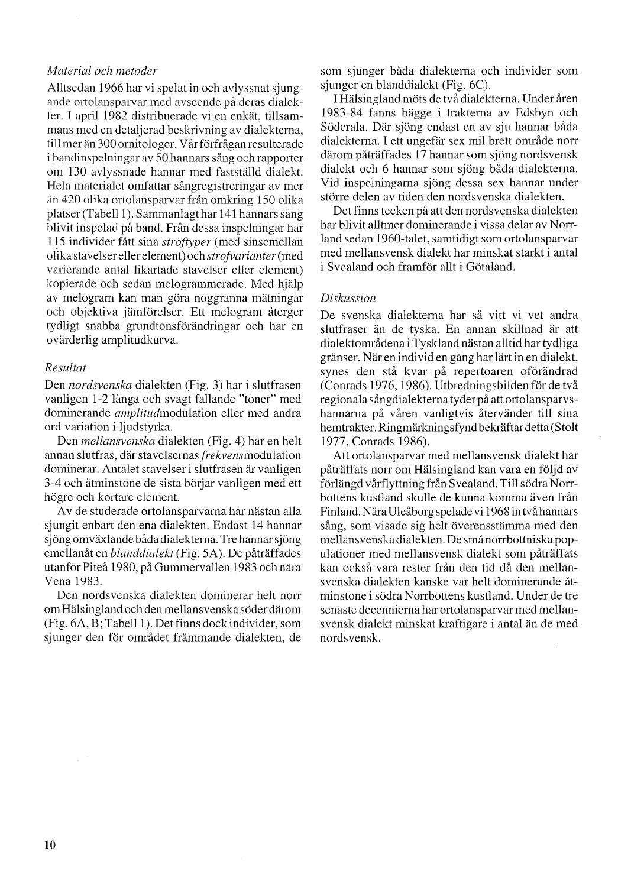### *Material och metoder*

Alltsedan 1966 har vi spelat in och avlyssnat sjungande ortolansparvar med avseende på deras dialekter. I april 1982 distribuerade vi en enkät, tillsammans med en detaljerad beskrivning av dialekterna, till mer än 300 ornitologer. Vår förfrågan resulterade i bandinspelningar av 50 hannars sång och rapporter om 130 avlyssnade hannar med fastställd dialekt. Hela materialet omfattar sångregistreringar av mer än 420 olika ortolansparvar från omkring 150 olika platser (Tabell 1). Sammanlagt har 141 hannars sång blivit inspelad på band. Från dessa inspelningar har 115 individer fått sina *stroftyper* (med sinsemellan olika stavelser eller element) och *strofvarianter* (med varierande antal likartade stavelser eller element) kopierade och sedan melogrammerade. Med hjälp av melogram kan man göra noggranna mätningar och objektiva jämförelser. Ett melogram återger tydligt snabba grundtonsförändringar och har en ovärderlig amplitudkurva.

### *Resultat*

Den *nordsvenska* dialekten (Fig. 3) har i slutfrasen vanligen 1-2 långa och svagt fallande "toner" med dominerande *amplitud*modulation eller med andra ord variation i ljudstyrka.

Den *mellansvenska* dialekten (Fig. 4) har en helt annan slutfras, där stavelsernas *frekvens*modulation dominerar. Antalet stavelser i slutfrasen är vanligen 3-4 och åtminstone de sista börjar vanligen med ett högre och kortare element.

Av de studerade ortolansparvarna har nästan alla sjungit enbart den ena dialekten. Endast 14 hannar sjöng omväxlande båda dialekterna. Tre hannar sjöng emellanåt en *blanddialekt* (Fig. 5A). De påträffades utanför Piteå 1980, på Gummervallen 1983 och nära Vena 1983.

Den nordsvenska dialekten dominerar helt norr om Hälsingland och den mellansvenska söder därom (Fig. 6A, B; Tabell 1). Det finns dock individer, som sjunger den för området främmande dialekten, de som sjunger båda dialekterna och individer som sjunger en blanddialekt (Fig. 6C).

I Hälsingland möts de två dialekterna. Under åren 1983-84 fanns bägge i trakterna av Edsbyn och Söderala. Där sjöng endast en av sju hannar båda dialekterna. I ett ungefär sex mil brett område norr därom påträffades 17 hannar som sjöng nordsvensk dialekt och 6 hannar som sjöng båda dialekterna. Vid inspelningarna sjöng dessa sex hannar under större delen av tiden den nordsvenska dialekten.

Det finns tecken på att den nordsvenska dialekten har blivit alltmer dominerande i vissa delar av Norrland sedan 1960-talet, samtidigt som ortolansparvar med mellansvensk dialekt har minskat starkt i antal i Svealand och framför allt i Götaland.

### *Diskussion*

De svenska dialekterna har så vitt vi vet andra slutfraser än de tyska. En annan skillnad är att dialektområdena i Tyskland nästan alltid har tydliga gränser. När en individ en gång har lärt in en dialekt, synes den stå kvar på repertoaren oförändrad (Conrads 1976, 1986). Utbredningsbilden för de två regionala sångdialekterna tyder på att ortolansparvshannarna på våren vanligtvis återvänder till sina hemtrakter. Ringmärkningsfynd bekräftar detta (Stolt 1977, Conrads 1986).

Att ortolansparvar med mellansvensk dialekt har påträffats norr om Hälsingland kan vara en följd av förlängd vårflyttning från Svealand. Till södra Norrbottens kustland skulle de kunna komma även från Finland. Nära Uleåborg spelade vi 1968 in två hannars sång, som visade sig helt överensstämma med den mellansvenska dialekten. De små norrbottniska populationer med mellansvensk dialekt som påträffats kan också vara rester från den tid då den mellansvenska dialekten kanske var helt dominerande åtminstone i södra Norrbottens kustland. Under de tre senaste decennierna har ortolansparvar med mellansvensk dialekt minskat kraftigare i antal än de med nordsvensk.